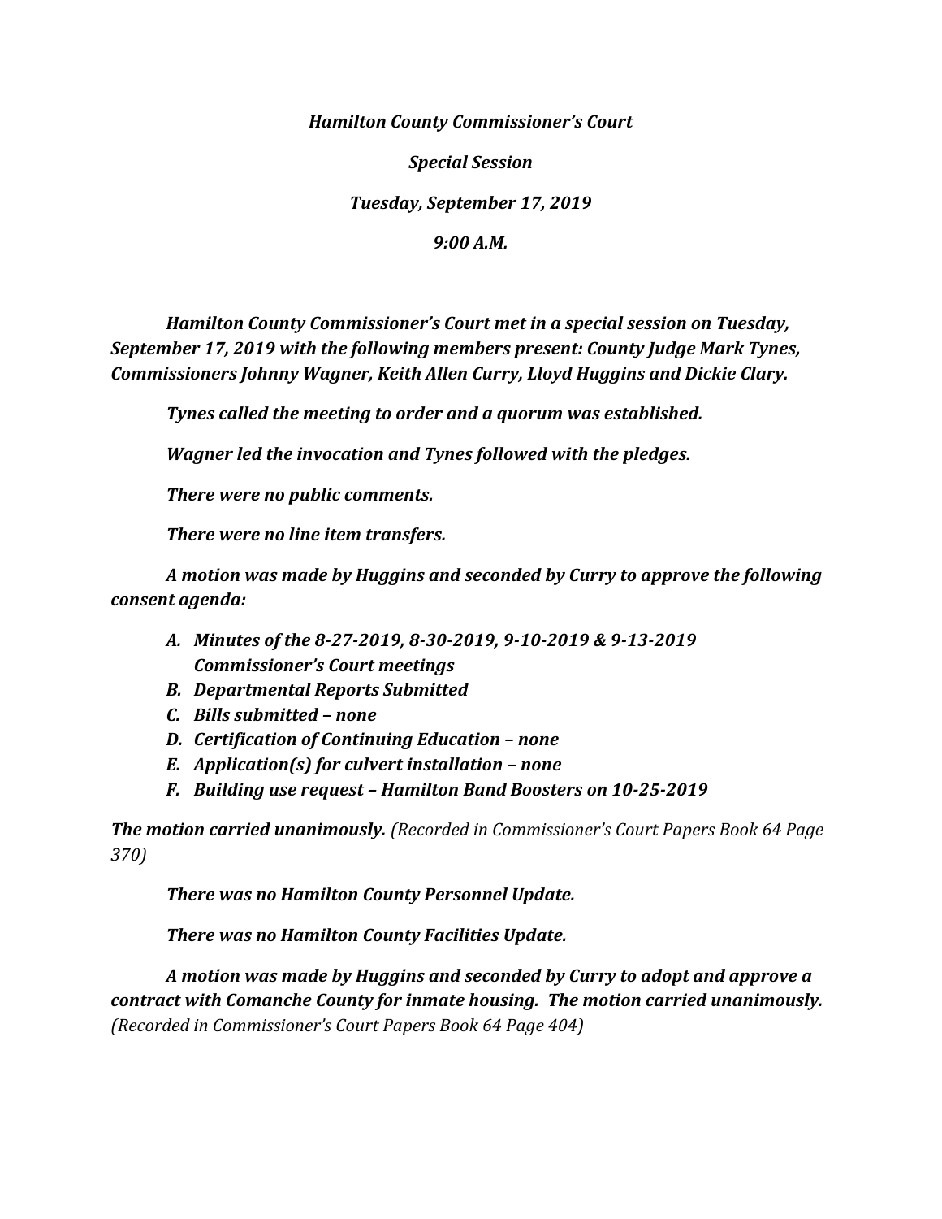***Hamilton County Commissioner's Court***

***Special Session***

***Tuesday, September 17, 2019***

***9:00 A.M.***

***Hamilton County Commissioner's Court met in a special session on Tuesday, September 17, 2019 with the following members present: County Judge Mark Tynes, Commissioners Johnny Wagner, Keith Allen Curry, Lloyd Huggins and Dickie Clary.***

***Tynes called the meeting to order and a quorum was established.***

***Wagner led the invocation and Tynes followed with the pledges.***

***There were no public comments.***

***There were no line item transfers.***

***A motion was made by Huggins and seconded by Curry to approve the following consent agenda:***

- ***A. Minutes of the 8-27-2019, 8-30-2019, 9-10-2019 & 9-13-2019 Commissioner's Court meetings***
- ***B. Departmental Reports Submitted***
- ***C. Bills submitted – none***
- ***D. Certification of Continuing Education – none***
- ***E. Application(s) for culvert installation – none***
- ***F. Building use request – Hamilton Band Boosters on 10-25-2019***

***The motion carried unanimously.*** *(Recorded in Commissioner's Court Papers Book 64 Page 370)*

***There was no Hamilton County Personnel Update.***

***There was no Hamilton County Facilities Update.***

***A motion was made by Huggins and seconded by Curry to adopt and approve a contract with Comanche County for inmate housing. The motion carried unanimously.*** *(Recorded in Commissioner's Court Papers Book 64 Page 404)*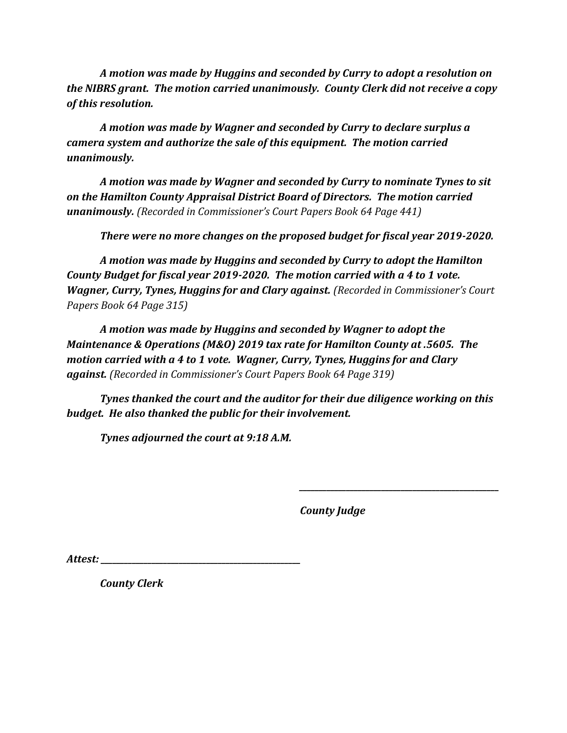***A motion was made by Huggins and seconded by Curry to adopt a resolution on the NIBRS grant. The motion carried unanimously. County Clerk did not receive a copy of this resolution.***

***A motion was made by Wagner and seconded by Curry to declare surplus a camera system and authorize the sale of this equipment. The motion carried unanimously.***

***A motion was made by Wagner and seconded by Curry to nominate Tynes to sit on the Hamilton County Appraisal District Board of Directors. The motion carried unanimously.*** *(Recorded in Commissioner's Court Papers Book 64 Page 441)*

***There were no more changes on the proposed budget for fiscal year 2019-2020.***

***A motion was made by Huggins and seconded by Curry to adopt the Hamilton County Budget for fiscal year 2019-2020. The motion carried with a 4 to 1 vote. Wagner, Curry, Tynes, Huggins for and Clary against.*** *(Recorded in Commissioner's Court Papers Book 64 Page 315)*

***A motion was made by Huggins and seconded by Wagner to adopt the Maintenance & Operations (M&O) 2019 tax rate for Hamilton County at .5605. The motion carried with a 4 to 1 vote. Wagner, Curry, Tynes, Huggins for and Clary against.*** *(Recorded in Commissioner's Court Papers Book 64 Page 319)*

***Tynes thanked the court and the auditor for their due diligence working on this budget. He also thanked the public for their involvement.***

***Tynes adjourned the court at 9:18 A.M.***

\_\_\_\_\_\_\_\_\_\_\_\_\_\_\_\_\_\_\_\_\_\_\_\_\_\_\_\_\_\_\_\_\_\_\_\_\_\_\_\_

***County Judge***

***Attest:*** \_\_\_\_\_\_\_\_\_\_\_\_\_\_\_\_\_\_\_\_\_\_\_\_\_\_\_\_\_\_\_\_\_\_\_\_\_\_\_\_

***County Clerk***